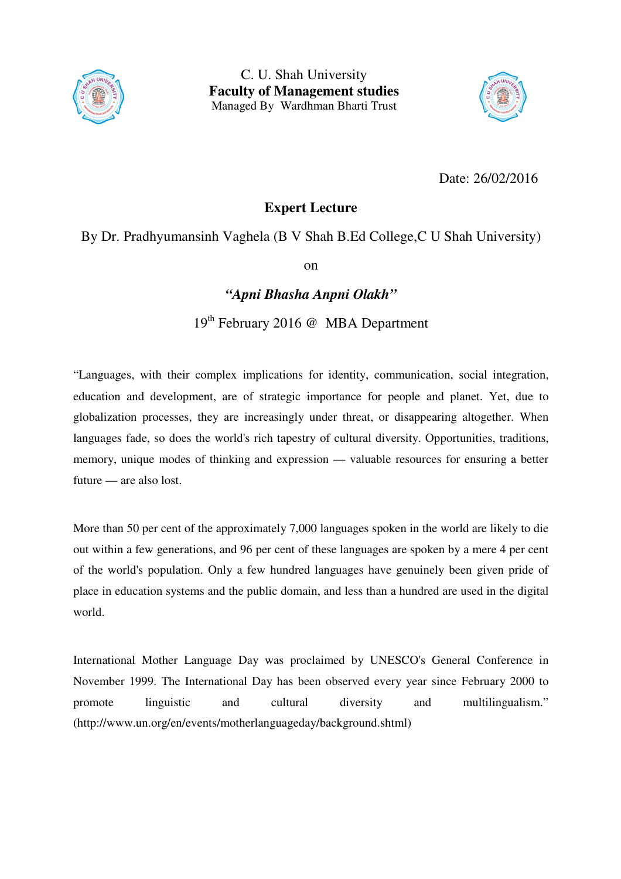C. U. Shah University

**Faculty of Management studies**

Managed By Wardhman Bharti Trust

Date: 26/02/2016

## Expert Lecture

By Dr. Pradhyumansinh Vaghela (B V Shah B.Ed College,C U Shah University)

on

***"Apni Bhasha Anpni Olakh"***

19th February 2016 @ MBA Department

"Languages, with their complex implications for identity, communication, social integration, education and development, are of strategic importance for people and planet. Yet, due to globalization processes, they are increasingly under threat, or disappearing altogether. When languages fade, so does the world's rich tapestry of cultural diversity. Opportunities, traditions, memory, unique modes of thinking and expression — valuable resources for ensuring a better future — are also lost.

More than 50 per cent of the approximately 7,000 languages spoken in the world are likely to die out within a few generations, and 96 per cent of these languages are spoken by a mere 4 per cent of the world's population. Only a few hundred languages have genuinely been given pride of place in education systems and the public domain, and less than a hundred are used in the digital world.

International Mother Language Day was proclaimed by UNESCO's General Conference in November 1999. The International Day has been observed every year since February 2000 to promote linguistic and cultural diversity and multilingualism." (http://www.un.org/en/events/motherlanguageday/background.shtml)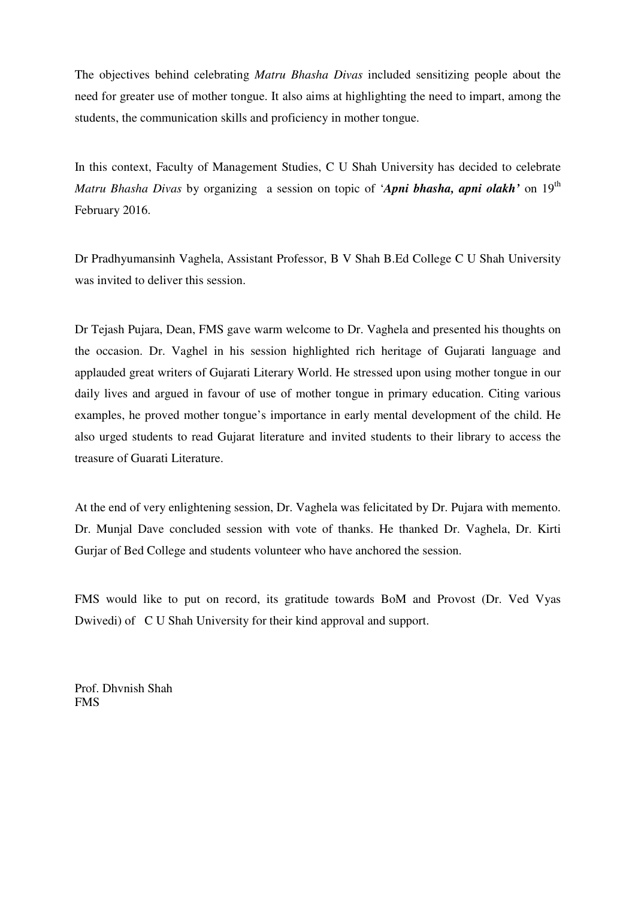The objectives behind celebrating *Matru Bhasha Divas* included sensitizing people about the need for greater use of mother tongue. It also aims at highlighting the need to impart, among the students, the communication skills and proficiency in mother tongue.

In this context, Faculty of Management Studies, C U Shah University has decided to celebrate *Matru Bhasha Divas* by organizing a session on topic of '***Apni bhasha, apni olakh'*** on 19th February 2016.

Dr Pradhyumansinh Vaghela, Assistant Professor, B V Shah B.Ed College C U Shah University was invited to deliver this session.

Dr Tejash Pujara, Dean, FMS gave warm welcome to Dr. Vaghela and presented his thoughts on the occasion. Dr. Vaghel in his session highlighted rich heritage of Gujarati language and applauded great writers of Gujarati Literary World. He stressed upon using mother tongue in our daily lives and argued in favour of use of mother tongue in primary education. Citing various examples, he proved mother tongue's importance in early mental development of the child. He also urged students to read Gujarat literature and invited students to their library to access the treasure of Guarati Literature.

At the end of very enlightening session, Dr. Vaghela was felicitated by Dr. Pujara with memento. Dr. Munjal Dave concluded session with vote of thanks. He thanked Dr. Vaghela, Dr. Kirti Gurjar of Bed College and students volunteer who have anchored the session.

FMS would like to put on record, its gratitude towards BoM and Provost (Dr. Ved Vyas Dwivedi) of C U Shah University for their kind approval and support.

Prof. Dhvnish Shah
FMS